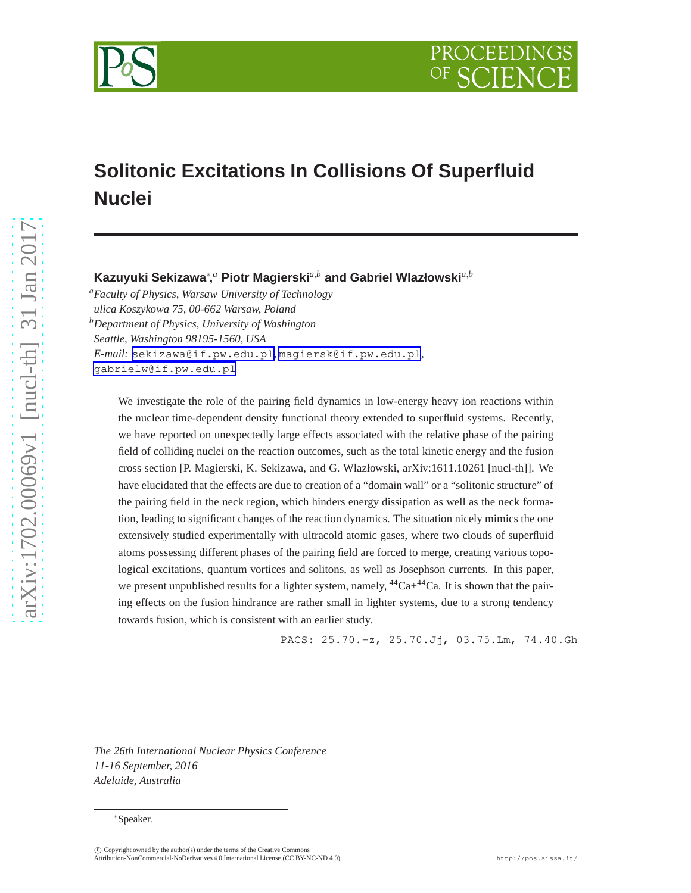# Solitonic Excitations In Collisions Of Superfluid Nuclei

**Kazuyuki Sekizawa**[∗,a] **Piotr Magierski**[a,b] **and Gabriel Wlazłowski**[a,b]

[a]*Faculty of Physics, Warsaw University of Technology*
*ulica Koszykowa 75, 00-662 Warsaw, Poland*
[b]*Department of Physics, University of Washington*
*Seattle, Washington 98195-1560, USA*
*E-mail:* sekizawa@if.pw.edu.pl, magiersk@if.pw.edu.pl, gabrielw@if.pw.edu.pl

We investigate the role of the pairing field dynamics in low-energy heavy ion reactions within the nuclear time-dependent density functional theory extended to superfluid systems. Recently, we have reported on unexpectedly large effects associated with the relative phase of the pairing field of colliding nuclei on the reaction outcomes, such as the total kinetic energy and the fusion cross section [P. Magierski, K. Sekizawa, and G. Wlazłowski, arXiv:1611.10261 [nucl-th]]. We have elucidated that the effects are due to creation of a "domain wall" or a "solitonic structure" of the pairing field in the neck region, which hinders energy dissipation as well as the neck formation, leading to significant changes of the reaction dynamics. The situation nicely mimics the one extensively studied experimentally with ultracold atomic gases, where two clouds of superfluid atoms possessing different phases of the pairing field are forced to merge, creating various topological excitations, quantum vortices and solitons, as well as Josephson currents. In this paper, we present unpublished results for a lighter system, namely, $^{44}$Ca+$^{44}$Ca. It is shown that the pairing effects on the fusion hindrance are rather small in lighter systems, due to a strong tendency towards fusion, which is consistent with an earlier study.

PACS: 25.70.-z, 25.70.Jj, 03.75.Lm, 74.40.Gh

*The 26th International Nuclear Physics Conference*
*11-16 September, 2016*
*Adelaide, Australia*

∗Speaker.

© Copyright owned by the author(s) under the terms of the Creative Commons Attribution-NonCommercial-NoDerivatives 4.0 International License (CC BY-NC-ND 4.0).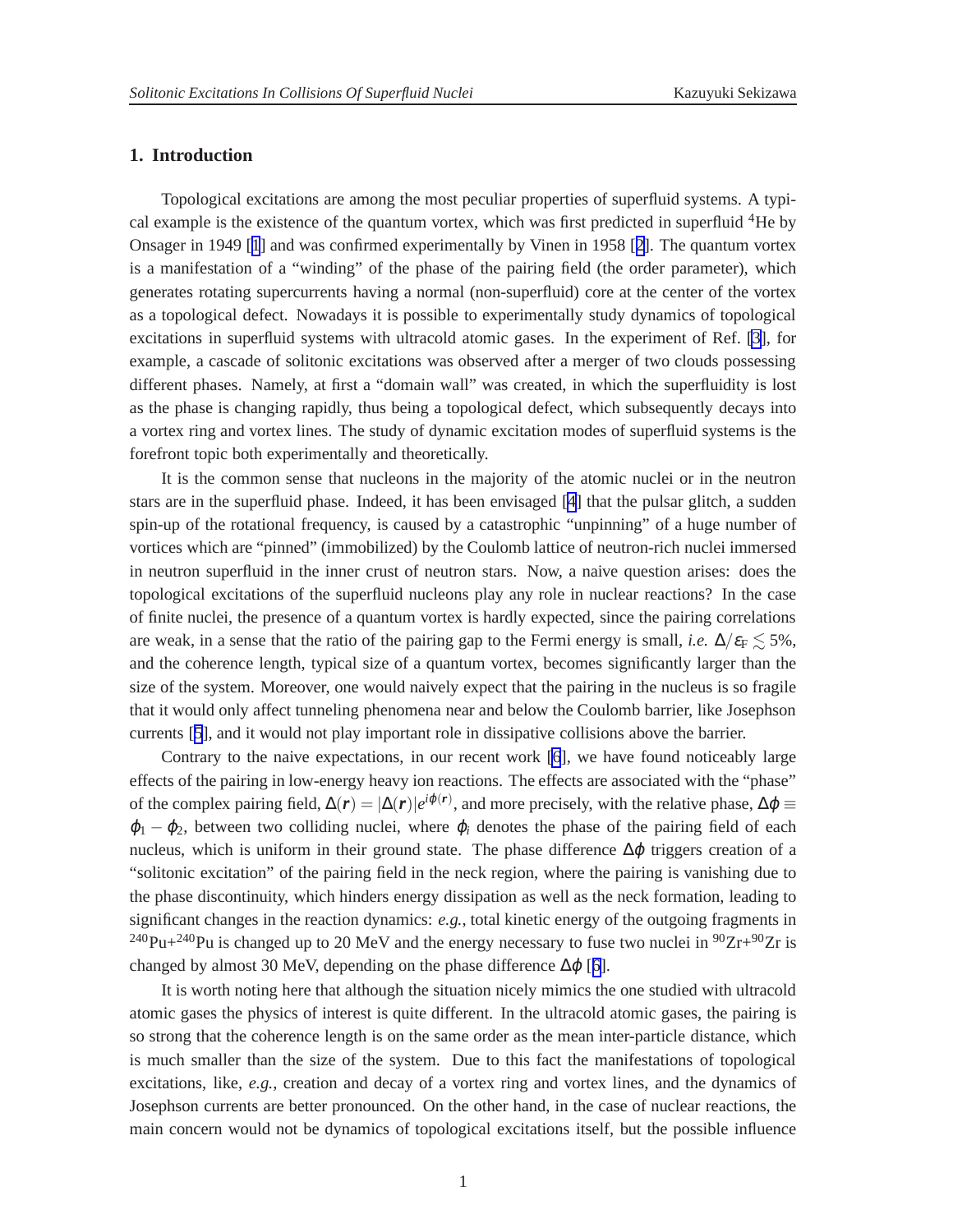## 1. Introduction

Topological excitations are among the most peculiar properties of superfluid systems. A typical example is the existence of the quantum vortex, which was first predicted in superfluid $^4$He by Onsager in 1949 [1] and was confirmed experimentally by Vinen in 1958 [2]. The quantum vortex is a manifestation of a "winding" of the phase of the pairing field (the order parameter), which generates rotating supercurrents having a normal (non-superfluid) core at the center of the vortex as a topological defect. Nowadays it is possible to experimentally study dynamics of topological excitations in superfluid systems with ultracold atomic gases. In the experiment of Ref. [3], for example, a cascade of solitonic excitations was observed after a merger of two clouds possessing different phases. Namely, at first a "domain wall" was created, in which the superfluidity is lost as the phase is changing rapidly, thus being a topological defect, which subsequently decays into a vortex ring and vortex lines. The study of dynamic excitation modes of superfluid systems is the forefront topic both experimentally and theoretically.

It is the common sense that nucleons in the majority of the atomic nuclei or in the neutron stars are in the superfluid phase. Indeed, it has been envisaged [4] that the pulsar glitch, a sudden spin-up of the rotational frequency, is caused by a catastrophic "unpinning" of a huge number of vortices which are "pinned" (immobilized) by the Coulomb lattice of neutron-rich nuclei immersed in neutron superfluid in the inner crust of neutron stars. Now, a naive question arises: does the topological excitations of the superfluid nucleons play any role in nuclear reactions? In the case of finite nuclei, the presence of a quantum vortex is hardly expected, since the pairing correlations are weak, in a sense that the ratio of the pairing gap to the Fermi energy is small, *i.e.* $\Delta/\varepsilon_{\mathrm{F}} \lesssim 5\%$, and the coherence length, typical size of a quantum vortex, becomes significantly larger than the size of the system. Moreover, one would naively expect that the pairing in the nucleus is so fragile that it would only affect tunneling phenomena near and below the Coulomb barrier, like Josephson currents [5], and it would not play important role in dissipative collisions above the barrier.

Contrary to the naive expectations, in our recent work [6], we have found noticeably large effects of the pairing in low-energy heavy ion reactions. The effects are associated with the "phase" of the complex pairing field, $\Delta(\boldsymbol{r}) = |\Delta(\boldsymbol{r})|e^{i\varphi(\boldsymbol{r})}$, and more precisely, with the relative phase, $\Delta\varphi \equiv \varphi_1 - \varphi_2$, between two colliding nuclei, where $\varphi_i$ denotes the phase of the pairing field of each nucleus, which is uniform in their ground state. The phase difference $\Delta\varphi$ triggers creation of a "solitonic excitation" of the pairing field in the neck region, where the pairing is vanishing due to the phase discontinuity, which hinders energy dissipation as well as the neck formation, leading to significant changes in the reaction dynamics: *e.g.*, total kinetic energy of the outgoing fragments in $^{240}$Pu+$^{240}$Pu is changed up to 20 MeV and the energy necessary to fuse two nuclei in $^{90}$Zr+$^{90}$Zr is changed by almost 30 MeV, depending on the phase difference $\Delta\varphi$ [6].

It is worth noting here that although the situation nicely mimics the one studied with ultracold atomic gases the physics of interest is quite different. In the ultracold atomic gases, the pairing is so strong that the coherence length is on the same order as the mean inter-particle distance, which is much smaller than the size of the system. Due to this fact the manifestations of topological excitations, like, *e.g.*, creation and decay of a vortex ring and vortex lines, and the dynamics of Josephson currents are better pronounced. On the other hand, in the case of nuclear reactions, the main concern would not be dynamics of topological excitations itself, but the possible influence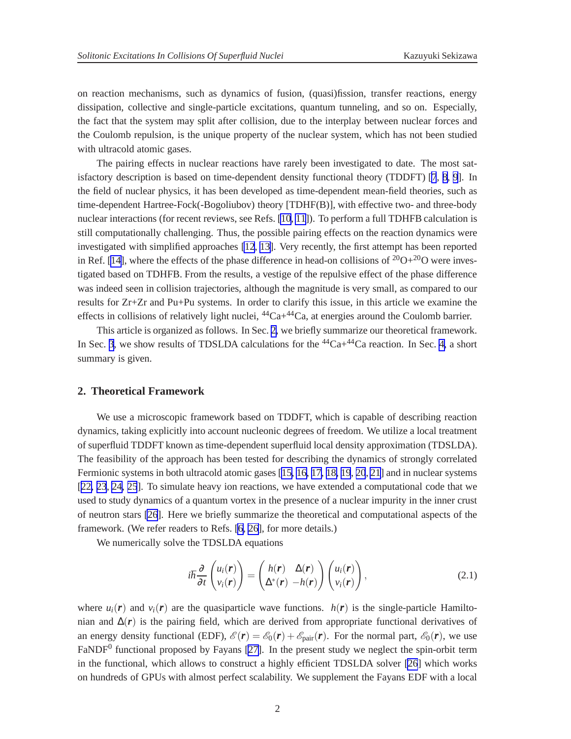on reaction mechanisms, such as dynamics of fusion, (quasi)fission, transfer reactions, energy dissipation, collective and single-particle excitations, quantum tunneling, and so on. Especially, the fact that the system may split after collision, due to the interplay between nuclear forces and the Coulomb repulsion, is the unique property of the nuclear system, which has not been studied with ultracold atomic gases.

The pairing effects in nuclear reactions have rarely been investigated to date. The most satisfactory description is based on time-dependent density functional theory (TDDFT) [7, 8, 9]. In the field of nuclear physics, it has been developed as time-dependent mean-field theories, such as time-dependent Hartree-Fock(-Bogoliubov) theory [TDHF(B)], with effective two- and three-body nuclear interactions (for recent reviews, see Refs. [10, 11]). To perform a full TDHFB calculation is still computationally challenging. Thus, the possible pairing effects on the reaction dynamics were investigated with simplified approaches [12, 13]. Very recently, the first attempt has been reported in Ref. [14], where the effects of the phase difference in head-on collisions of $^{20}$O+$^{20}$O were investigated based on TDHFB. From the results, a vestige of the repulsive effect of the phase difference was indeed seen in collision trajectories, although the magnitude is very small, as compared to our results for Zr+Zr and Pu+Pu systems. In order to clarify this issue, in this article we examine the effects in collisions of relatively light nuclei, $^{44}$Ca+$^{44}$Ca, at energies around the Coulomb barrier.

This article is organized as follows. In Sec. 2, we briefly summarize our theoretical framework. In Sec. 3, we show results of TDSLDA calculations for the $^{44}$Ca+$^{44}$Ca reaction. In Sec. 4, a short summary is given.

## 2. Theoretical Framework

We use a microscopic framework based on TDDFT, which is capable of describing reaction dynamics, taking explicitly into account nucleonic degrees of freedom. We utilize a local treatment of superfluid TDDFT known as time-dependent superfluid local density approximation (TDSLDA). The feasibility of the approach has been tested for describing the dynamics of strongly correlated Fermionic systems in both ultracold atomic gases [15, 16, 17, 18, 19, 20, 21] and in nuclear systems [22, 23, 24, 25]. To simulate heavy ion reactions, we have extended a computational code that we used to study dynamics of a quantum vortex in the presence of a nuclear impurity in the inner crust of neutron stars [26]. Here we briefly summarize the theoretical and computational aspects of the framework. (We refer readers to Refs. [6, 26], for more details.)

We numerically solve the TDSLDA equations

$$i\hbar\frac{\partial}{\partial t}\begin{pmatrix} u_i(\boldsymbol{r}) \\ v_i(\boldsymbol{r}) \end{pmatrix} = \begin{pmatrix} h(\boldsymbol{r}) & \Delta(\boldsymbol{r}) \\ \Delta^*(\boldsymbol{r}) & -h(\boldsymbol{r}) \end{pmatrix} \begin{pmatrix} u_i(\boldsymbol{r}) \\ v_i(\boldsymbol{r}) \end{pmatrix}, \tag{2.1}$$

where $u_i(\boldsymbol{r})$ and $v_i(\boldsymbol{r})$ are the quasiparticle wave functions. $h(\boldsymbol{r})$ is the single-particle Hamiltonian and $\Delta(\boldsymbol{r})$ is the pairing field, which are derived from appropriate functional derivatives of an energy density functional (EDF), $\mathscr{E}(\boldsymbol{r}) = \mathscr{E}_0(\boldsymbol{r}) + \mathscr{E}_{\rm pair}(\boldsymbol{r})$. For the normal part, $\mathscr{E}_0(\boldsymbol{r})$, we use FaNDF$^0$ functional proposed by Fayans [27]. In the present study we neglect the spin-orbit term in the functional, which allows to construct a highly efficient TDSLDA solver [26] which works on hundreds of GPUs with almost perfect scalability. We supplement the Fayans EDF with a local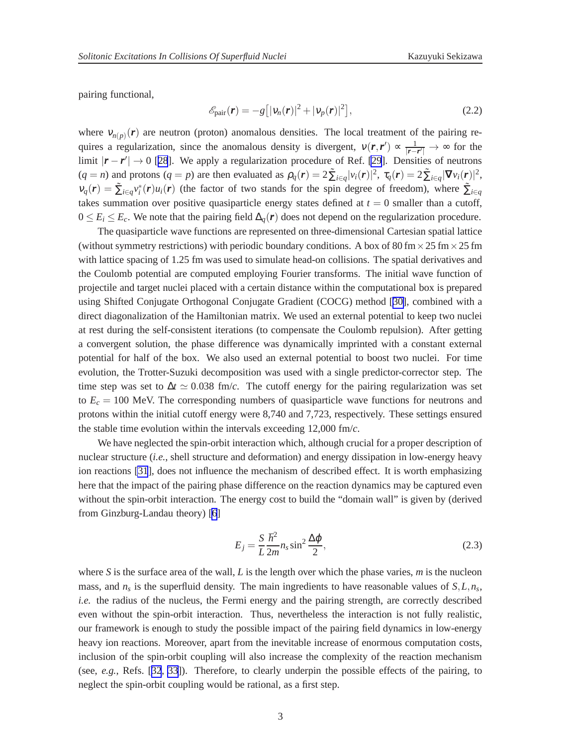pairing functional,

$$\mathscr{E}_{\text{pair}}(\boldsymbol{r}) = -g\left[|\nu_n(\boldsymbol{r})|^2 + |\nu_p(\boldsymbol{r})|^2\right], \tag{2.2}$$

where $\nu_{n(p)}(\boldsymbol{r})$ are neutron (proton) anomalous densities. The local treatment of the pairing requires a regularization, since the anomalous density is divergent, $\nu(\boldsymbol{r},\boldsymbol{r}') \propto \frac{1}{|\boldsymbol{r}-\boldsymbol{r}'|} \to \infty$ for the limit $|\boldsymbol{r}-\boldsymbol{r}'| \to 0$ [28]. We apply a regularization procedure of Ref. [29]. Densities of neutrons ($q=n$) and protons ($q=p$) are then evaluated as $\rho_q(\boldsymbol{r}) = 2\tilde{\sum}_{i\in q}|v_i(\boldsymbol{r})|^2$, $\tau_q(\boldsymbol{r}) = 2\tilde{\sum}_{i\in q}|\nabla v_i(\boldsymbol{r})|^2$, $\nu_q(\boldsymbol{r}) = \tilde{\sum}_{i\in q}v_i^*(\boldsymbol{r})u_i(\boldsymbol{r})$ (the factor of two stands for the spin degree of freedom), where $\tilde{\sum}_{i\in q}$ takes summation over positive quasiparticle energy states defined at $t=0$ smaller than a cutoff, $0 \leq E_i \leq E_c$. We note that the pairing field $\Delta_q(\boldsymbol{r})$ does not depend on the regularization procedure.

The quasiparticle wave functions are represented on three-dimensional Cartesian spatial lattice (without symmetry restrictions) with periodic boundary conditions. A box of 80 fm $\times$ 25 fm $\times$ 25 fm with lattice spacing of 1.25 fm was used to simulate head-on collisions. The spatial derivatives and the Coulomb potential are computed employing Fourier transforms. The initial wave function of projectile and target nuclei placed with a certain distance within the computational box is prepared using Shifted Conjugate Orthogonal Conjugate Gradient (COCG) method [30], combined with a direct diagonalization of the Hamiltonian matrix. We used an external potential to keep two nuclei at rest during the self-consistent iterations (to compensate the Coulomb repulsion). After getting a convergent solution, the phase difference was dynamically imprinted with a constant external potential for half of the box. We also used an external potential to boost two nuclei. For time evolution, the Trotter-Suzuki decomposition was used with a single predictor-corrector step. The time step was set to $\Delta t \simeq 0.038$ fm/$c$. The cutoff energy for the pairing regularization was set to $E_c = 100$ MeV. The corresponding numbers of quasiparticle wave functions for neutrons and protons within the initial cutoff energy were 8,740 and 7,723, respectively. These settings ensured the stable time evolution within the intervals exceeding 12,000 fm/$c$.

We have neglected the spin-orbit interaction which, although crucial for a proper description of nuclear structure (*i.e.*, shell structure and deformation) and energy dissipation in low-energy heavy ion reactions [31], does not influence the mechanism of described effect. It is worth emphasizing here that the impact of the pairing phase difference on the reaction dynamics may be captured even without the spin-orbit interaction. The energy cost to build the "domain wall" is given by (derived from Ginzburg-Landau theory) [6]

$$E_j = \frac{S}{L}\frac{\hbar^2}{2m}n_s \sin^2\frac{\Delta\varphi}{2}, \tag{2.3}$$

where $S$ is the surface area of the wall, $L$ is the length over which the phase varies, $m$ is the nucleon mass, and $n_s$ is the superfluid density. The main ingredients to have reasonable values of $S, L, n_s$, *i.e.* the radius of the nucleus, the Fermi energy and the pairing strength, are correctly described even without the spin-orbit interaction. Thus, nevertheless the interaction is not fully realistic, our framework is enough to study the possible impact of the pairing field dynamics in low-energy heavy ion reactions. Moreover, apart from the inevitable increase of enormous computation costs, inclusion of the spin-orbit coupling will also increase the complexity of the reaction mechanism (see, *e.g.*, Refs. [32, 33]). Therefore, to clearly underpin the possible effects of the pairing, to neglect the spin-orbit coupling would be rational, as a first step.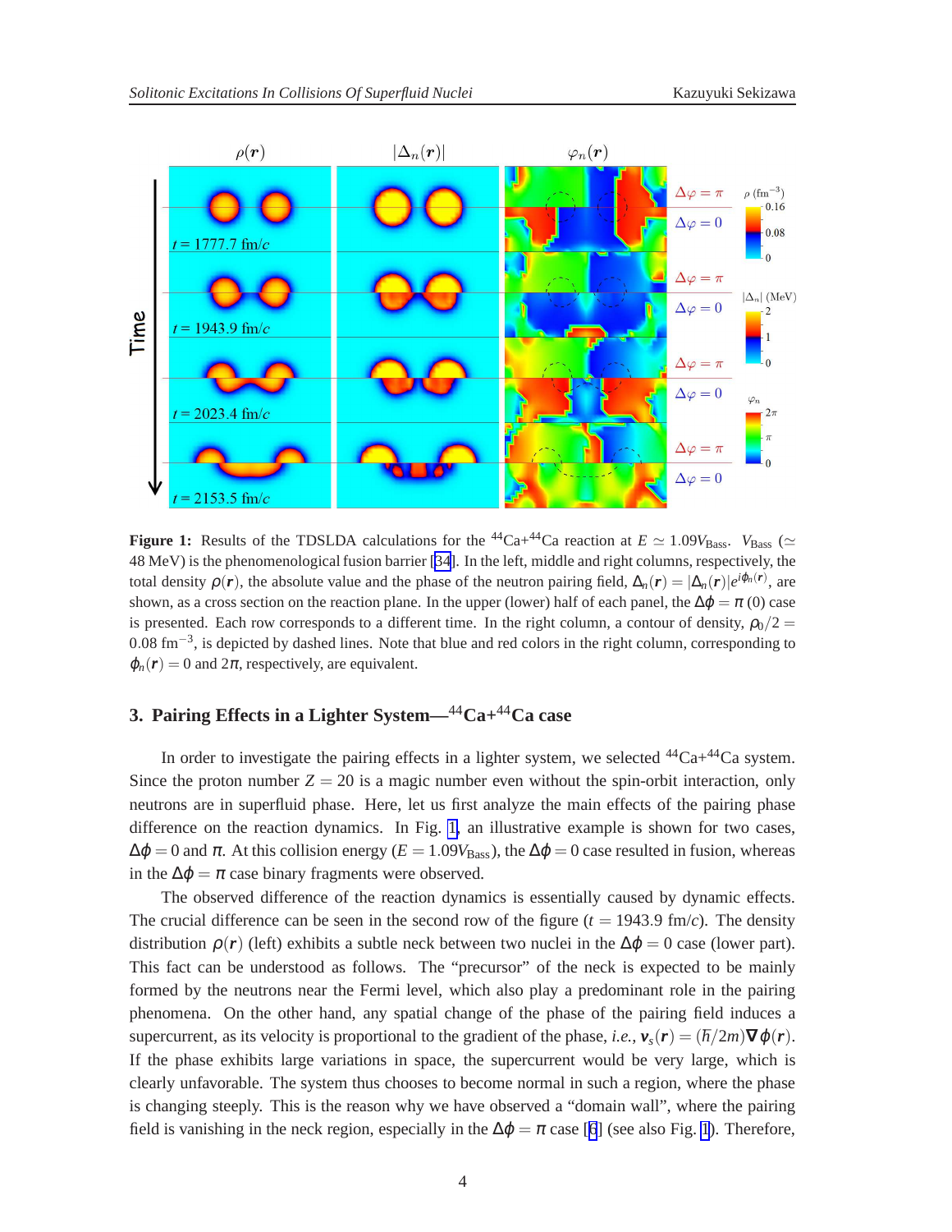Figure 1: Results of the TDSLDA calculations for the $^{44}$Ca+$^{44}$Ca reaction at $E \simeq 1.09 V_{\mathrm{Bass}}$. $V_{\mathrm{Bass}}$ ($\simeq$ 48 MeV) is the phenomenological fusion barrier [34]. In the left, middle and right columns, respectively, the total density $\rho(\boldsymbol{r})$, the absolute value and the phase of the neutron pairing field, $\Delta_n(\boldsymbol{r}) = |\Delta_n(\boldsymbol{r})| e^{i\varphi_n(\boldsymbol{r})}$, are shown, as a cross section on the reaction plane. In the upper (lower) half of each panel, the $\Delta\varphi = \pi$ (0) case is presented. Each row corresponds to a different time. In the right column, a contour of density, $\rho_0/2 = 0.08$ fm$^{-3}$, is depicted by dashed lines. Note that blue and red colors in the right column, corresponding to $\varphi_n(\boldsymbol{r}) = 0$ and $2\pi$, respectively, are equivalent.

## 3. Pairing Effects in a Lighter System—$^{44}$Ca+$^{44}$Ca case

In order to investigate the pairing effects in a lighter system, we selected $^{44}$Ca+$^{44}$Ca system. Since the proton number $Z = 20$ is a magic number even without the spin-orbit interaction, only neutrons are in superfluid phase. Here, let us first analyze the main effects of the pairing phase difference on the reaction dynamics. In Fig. 1, an illustrative example is shown for two cases, $\Delta\varphi = 0$ and $\pi$. At this collision energy ($E = 1.09 V_{\mathrm{Bass}}$), the $\Delta\varphi = 0$ case resulted in fusion, whereas in the $\Delta\varphi = \pi$ case binary fragments were observed.

The observed difference of the reaction dynamics is essentially caused by dynamic effects. The crucial difference can be seen in the second row of the figure ($t = 1943.9$ fm/$c$). The density distribution $\rho(\boldsymbol{r})$ (left) exhibits a subtle neck between two nuclei in the $\Delta\varphi = 0$ case (lower part). This fact can be understood as follows. The "precursor" of the neck is expected to be mainly formed by the neutrons near the Fermi level, which also play a predominant role in the pairing phenomena. On the other hand, any spatial change of the phase of the pairing field induces a supercurrent, as its velocity is proportional to the gradient of the phase, *i.e.*, $\boldsymbol{v}_s(\boldsymbol{r}) = (\hbar/2m)\boldsymbol{\nabla}\varphi(\boldsymbol{r})$. If the phase exhibits large variations in space, the supercurrent would be very large, which is clearly unfavorable. The system thus chooses to become normal in such a region, where the phase is changing steeply. This is the reason why we have observed a "domain wall", where the pairing field is vanishing in the neck region, especially in the $\Delta\varphi = \pi$ case [6] (see also Fig. 1). Therefore,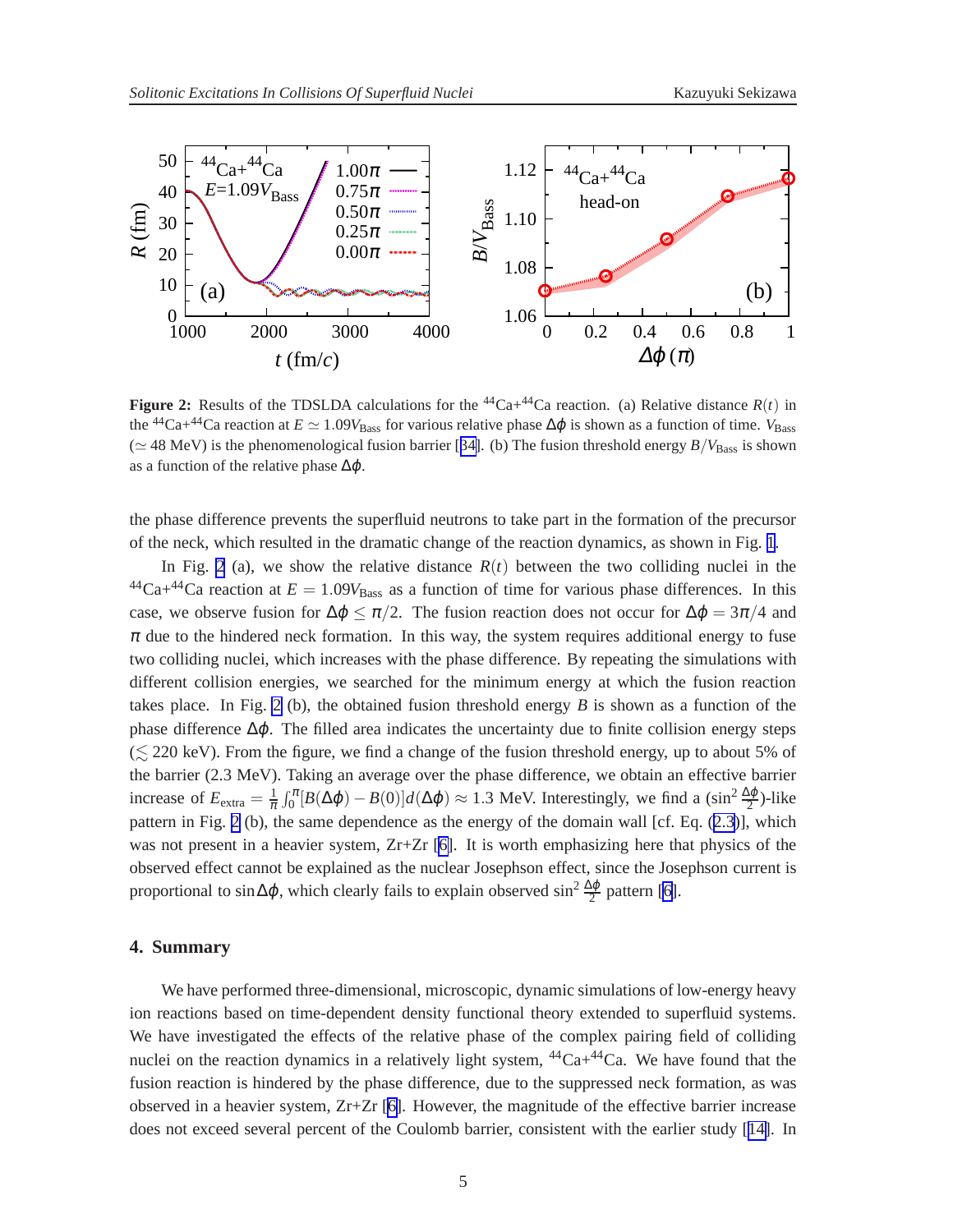**Figure 2:** Results of the TDSLDA calculations for the $^{44}$Ca+$^{44}$Ca reaction. (a) Relative distance $R(t)$ in the $^{44}$Ca+$^{44}$Ca reaction at $E \simeq 1.09V_{\rm Bass}$ for various relative phase $\Delta\varphi$ is shown as a function of time. $V_{\rm Bass}$ ($\simeq$ 48 MeV) is the phenomenological fusion barrier [34]. (b) The fusion threshold energy $B/V_{\rm Bass}$ is shown as a function of the relative phase $\Delta\varphi$.

the phase difference prevents the superfluid neutrons to take part in the formation of the precursor of the neck, which resulted in the dramatic change of the reaction dynamics, as shown in Fig. 1.

In Fig. 2 (a), we show the relative distance $R(t)$ between the two colliding nuclei in the $^{44}$Ca+$^{44}$Ca reaction at $E = 1.09V_{\rm Bass}$ as a function of time for various phase differences. In this case, we observe fusion for $\Delta\varphi \le \pi/2$. The fusion reaction does not occur for $\Delta\varphi = 3\pi/4$ and $\pi$ due to the hindered neck formation. In this way, the system requires additional energy to fuse two colliding nuclei, which increases with the phase difference. By repeating the simulations with different collision energies, we searched for the minimum energy at which the fusion reaction takes place. In Fig. 2 (b), the obtained fusion threshold energy $B$ is shown as a function of the phase difference $\Delta\varphi$. The filled area indicates the uncertainty due to finite collision energy steps ($\lesssim$ 220 keV). From the figure, we find a change of the fusion threshold energy, up to about 5% of the barrier (2.3 MeV). Taking an average over the phase difference, we obtain an effective barrier increase of $E_{\rm extra} = \frac{1}{\pi}\int_0^{\pi}[B(\Delta\varphi) - B(0)]d(\Delta\varphi) \approx 1.3$ MeV. Interestingly, we find a ($\sin^2\frac{\Delta\varphi}{2}$)-like pattern in Fig. 2 (b), the same dependence as the energy of the domain wall [cf. Eq. (2.3)], which was not present in a heavier system, Zr+Zr [6]. It is worth emphasizing here that physics of the observed effect cannot be explained as the nuclear Josephson effect, since the Josephson current is proportional to $\sin\Delta\varphi$, which clearly fails to explain observed $\sin^2\frac{\Delta\varphi}{2}$ pattern [6].

## 4. Summary

We have performed three-dimensional, microscopic, dynamic simulations of low-energy heavy ion reactions based on time-dependent density functional theory extended to superfluid systems. We have investigated the effects of the relative phase of the complex pairing field of colliding nuclei on the reaction dynamics in a relatively light system, $^{44}$Ca+$^{44}$Ca. We have found that the fusion reaction is hindered by the phase difference, due to the suppressed neck formation, as was observed in a heavier system, Zr+Zr [6]. However, the magnitude of the effective barrier increase does not exceed several percent of the Coulomb barrier, consistent with the earlier study [14]. In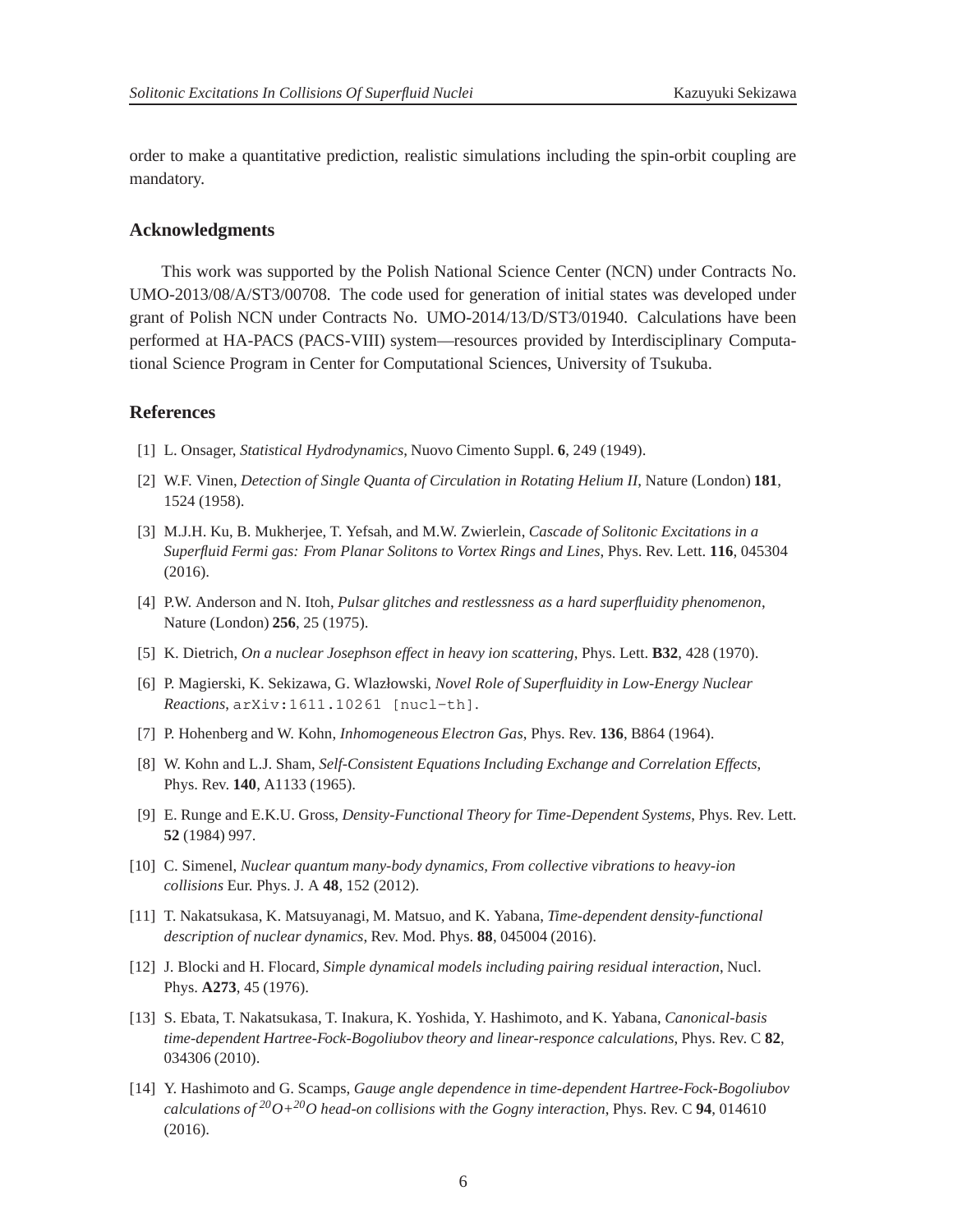order to make a quantitative prediction, realistic simulations including the spin-orbit coupling are mandatory.

## Acknowledgments

This work was supported by the Polish National Science Center (NCN) under Contracts No. UMO-2013/08/A/ST3/00708. The code used for generation of initial states was developed under grant of Polish NCN under Contracts No. UMO-2014/13/D/ST3/01940. Calculations have been performed at HA-PACS (PACS-VIII) system—resources provided by Interdisciplinary Computational Science Program in Center for Computational Sciences, University of Tsukuba.

## References

[1] L. Onsager, *Statistical Hydrodynamics*, Nuovo Cimento Suppl. **6**, 249 (1949).

[2] W.F. Vinen, *Detection of Single Quanta of Circulation in Rotating Helium II*, Nature (London) **181**, 1524 (1958).

[3] M.J.H. Ku, B. Mukherjee, T. Yefsah, and M.W. Zwierlein, *Cascade of Solitonic Excitations in a Superfluid Fermi gas: From Planar Solitons to Vortex Rings and Lines*, Phys. Rev. Lett. **116**, 045304 (2016).

[4] P.W. Anderson and N. Itoh, *Pulsar glitches and restlessness as a hard superfluidity phenomenon*, Nature (London) **256**, 25 (1975).

[5] K. Dietrich, *On a nuclear Josephson effect in heavy ion scattering*, Phys. Lett. **B32**, 428 (1970).

[6] P. Magierski, K. Sekizawa, G. Wlazłowski, *Novel Role of Superfluidity in Low-Energy Nuclear Reactions*, arXiv:1611.10261 [nucl-th].

[7] P. Hohenberg and W. Kohn, *Inhomogeneous Electron Gas*, Phys. Rev. **136**, B864 (1964).

[8] W. Kohn and L.J. Sham, *Self-Consistent Equations Including Exchange and Correlation Effects*, Phys. Rev. **140**, A1133 (1965).

[9] E. Runge and E.K.U. Gross, *Density-Functional Theory for Time-Dependent Systems*, Phys. Rev. Lett. **52** (1984) 997.

[10] C. Simenel, *Nuclear quantum many-body dynamics, From collective vibrations to heavy-ion collisions* Eur. Phys. J. A **48**, 152 (2012).

[11] T. Nakatsukasa, K. Matsuyanagi, M. Matsuo, and K. Yabana, *Time-dependent density-functional description of nuclear dynamics*, Rev. Mod. Phys. **88**, 045004 (2016).

[12] J. Blocki and H. Flocard, *Simple dynamical models including pairing residual interaction*, Nucl. Phys. **A273**, 45 (1976).

[13] S. Ebata, T. Nakatsukasa, T. Inakura, K. Yoshida, Y. Hashimoto, and K. Yabana, *Canonical-basis time-dependent Hartree-Fock-Bogoliubov theory and linear-responce calculations*, Phys. Rev. C **82**, 034306 (2010).

[14] Y. Hashimoto and G. Scamps, *Gauge angle dependence in time-dependent Hartree-Fock-Bogoliubov calculations of $^{20}$O+$^{20}$O head-on collisions with the Gogny interaction*, Phys. Rev. C **94**, 014610 (2016).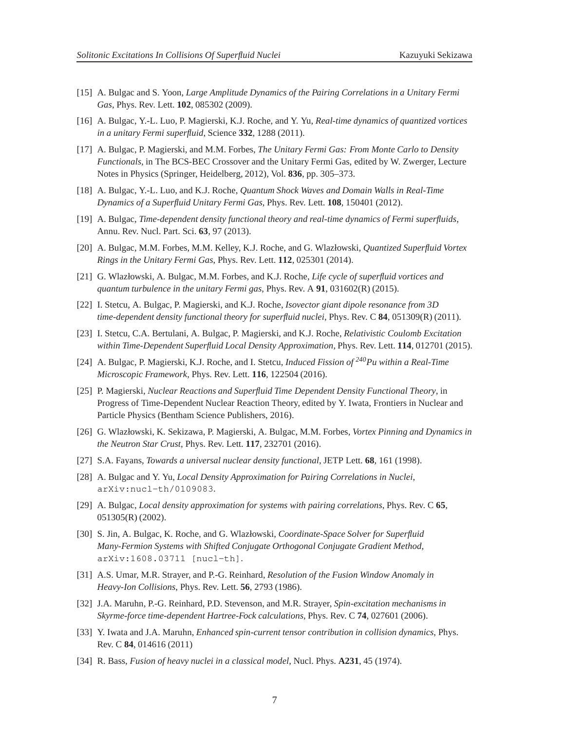[15] A. Bulgac and S. Yoon, *Large Amplitude Dynamics of the Pairing Correlations in a Unitary Fermi Gas*, Phys. Rev. Lett. **102**, 085302 (2009).

[16] A. Bulgac, Y.-L. Luo, P. Magierski, K.J. Roche, and Y. Yu, *Real-time dynamics of quantized vortices in a unitary Fermi superfluid*, Science **332**, 1288 (2011).

[17] A. Bulgac, P. Magierski, and M.M. Forbes, *The Unitary Fermi Gas: From Monte Carlo to Density Functionals*, in The BCS-BEC Crossover and the Unitary Fermi Gas, edited by W. Zwerger, Lecture Notes in Physics (Springer, Heidelberg, 2012), Vol. **836**, pp. 305–373.

[18] A. Bulgac, Y.-L. Luo, and K.J. Roche, *Quantum Shock Waves and Domain Walls in Real-Time Dynamics of a Superfluid Unitary Fermi Gas*, Phys. Rev. Lett. **108**, 150401 (2012).

[19] A. Bulgac, *Time-dependent density functional theory and real-time dynamics of Fermi superfluids*, Annu. Rev. Nucl. Part. Sci. **63**, 97 (2013).

[20] A. Bulgac, M.M. Forbes, M.M. Kelley, K.J. Roche, and G. Wlazłowski, *Quantized Superfluid Vortex Rings in the Unitary Fermi Gas*, Phys. Rev. Lett. **112**, 025301 (2014).

[21] G. Wlazłowski, A. Bulgac, M.M. Forbes, and K.J. Roche, *Life cycle of superfluid vortices and quantum turbulence in the unitary Fermi gas*, Phys. Rev. A **91**, 031602(R) (2015).

[22] I. Stetcu, A. Bulgac, P. Magierski, and K.J. Roche, *Isovector giant dipole resonance from 3D time-dependent density functional theory for superfluid nuclei*, Phys. Rev. C **84**, 051309(R) (2011).

[23] I. Stetcu, C.A. Bertulani, A. Bulgac, P. Magierski, and K.J. Roche, *Relativistic Coulomb Excitation within Time-Dependent Superfluid Local Density Approximation*, Phys. Rev. Lett. **114**, 012701 (2015).

[24] A. Bulgac, P. Magierski, K.J. Roche, and I. Stetcu, *Induced Fission of $^{240}$Pu within a Real-Time Microscopic Framework*, Phys. Rev. Lett. **116**, 122504 (2016).

[25] P. Magierski, *Nuclear Reactions and Superfluid Time Dependent Density Functional Theory*, in Progress of Time-Dependent Nuclear Reaction Theory, edited by Y. Iwata, Frontiers in Nuclear and Particle Physics (Bentham Science Publishers, 2016).

[26] G. Wlazłowski, K. Sekizawa, P. Magierski, A. Bulgac, M.M. Forbes, *Vortex Pinning and Dynamics in the Neutron Star Crust*, Phys. Rev. Lett. **117**, 232701 (2016).

[27] S.A. Fayans, *Towards a universal nuclear density functional*, JETP Lett. **68**, 161 (1998).

[28] A. Bulgac and Y. Yu, *Local Density Approximation for Pairing Correlations in Nuclei*, arXiv:nucl-th/0109083.

[29] A. Bulgac, *Local density approximation for systems with pairing correlations*, Phys. Rev. C **65**, 051305(R) (2002).

[30] S. Jin, A. Bulgac, K. Roche, and G. Wlazłowski, *Coordinate-Space Solver for Superfluid Many-Fermion Systems with Shifted Conjugate Orthogonal Conjugate Gradient Method*, arXiv:1608.03711 [nucl-th].

[31] A.S. Umar, M.R. Strayer, and P.-G. Reinhard, *Resolution of the Fusion Window Anomaly in Heavy-Ion Collisions*, Phys. Rev. Lett. **56**, 2793 (1986).

[32] J.A. Maruhn, P.-G. Reinhard, P.D. Stevenson, and M.R. Strayer, *Spin-excitation mechanisms in Skyrme-force time-dependent Hartree-Fock calculations*, Phys. Rev. C **74**, 027601 (2006).

[33] Y. Iwata and J.A. Maruhn, *Enhanced spin-current tensor contribution in collision dynamics*, Phys. Rev. C **84**, 014616 (2011)

[34] R. Bass, *Fusion of heavy nuclei in a classical model*, Nucl. Phys. **A231**, 45 (1974).